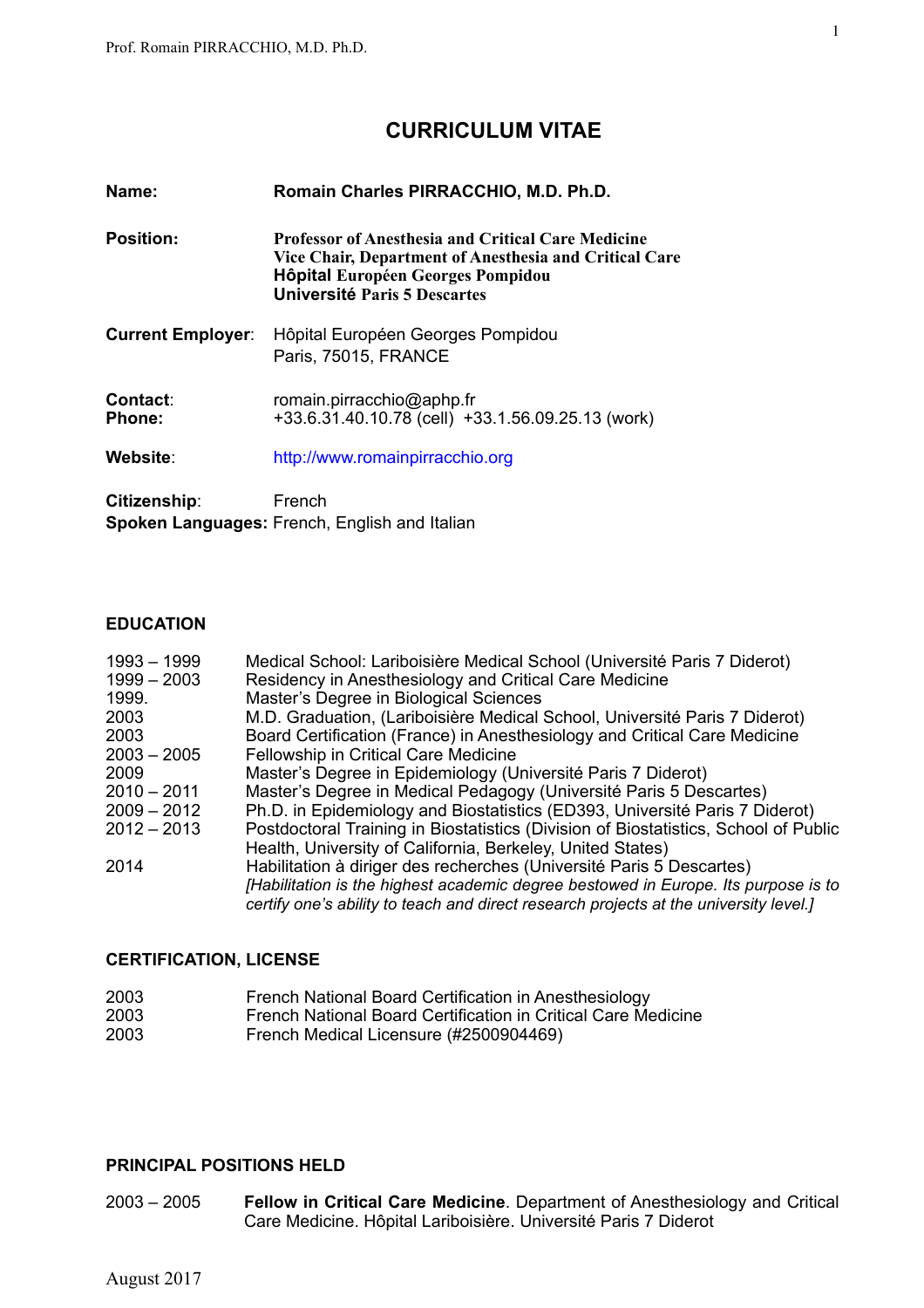# CURRICULUM VITAE

**Name:** **Romain Charles PIRRACCHIO, M.D. Ph.D.**

**Position:** **Professor of Anesthesia and Critical Care Medicine**
**Vice Chair, Department of Anesthesia and Critical Care**
**Hôpital Européen Georges Pompidou**
**Université Paris 5 Descartes**

**Current Employer**: Hôpital Européen Georges Pompidou
Paris, 75015, FRANCE

**Contact**: romain.pirracchio@aphp.fr
**Phone:** +33.6.31.40.10.78 (cell) +33.1.56.09.25.13 (work)

**Website**: http://www.romainpirracchio.org

**Citizenship**: French
**Spoken Languages:** French, English and Italian

## EDUCATION

| | |
|---|---|
| 1993 – 1999 | Medical School: Lariboisière Medical School (Université Paris 7 Diderot) |
| 1999 – 2003 | Residency in Anesthesiology and Critical Care Medicine |
| 1999. | Master's Degree in Biological Sciences |
| 2003 | M.D. Graduation, (Lariboisière Medical School, Université Paris 7 Diderot) |
| 2003 | Board Certification (France) in Anesthesiology and Critical Care Medicine |
| 2003 – 2005 | Fellowship in Critical Care Medicine |
| 2009 | Master's Degree in Epidemiology (Université Paris 7 Diderot) |
| 2010 – 2011 | Master's Degree in Medical Pedagogy (Université Paris 5 Descartes) |
| 2009 – 2012 | Ph.D. in Epidemiology and Biostatistics (ED393, Université Paris 7 Diderot) |
| 2012 – 2013 | Postdoctoral Training in Biostatistics (Division of Biostatistics, School of Public Health, University of California, Berkeley, United States) |
| 2014 | Habilitation à diriger des recherches (Université Paris 5 Descartes) *[Habilitation is the highest academic degree bestowed in Europe. Its purpose is to certify one's ability to teach and direct research projects at the university level.]* |

## CERTIFICATION, LICENSE

| | |
|---|---|
| 2003 | French National Board Certification in Anesthesiology |
| 2003 | French National Board Certification in Critical Care Medicine |
| 2003 | French Medical Licensure (#2500904469) |

## PRINCIPAL POSITIONS HELD

| | |
|---|---|
| 2003 – 2005 | **Fellow in Critical Care Medicine**. Department of Anesthesiology and Critical Care Medicine. Hôpital Lariboisière. Université Paris 7 Diderot |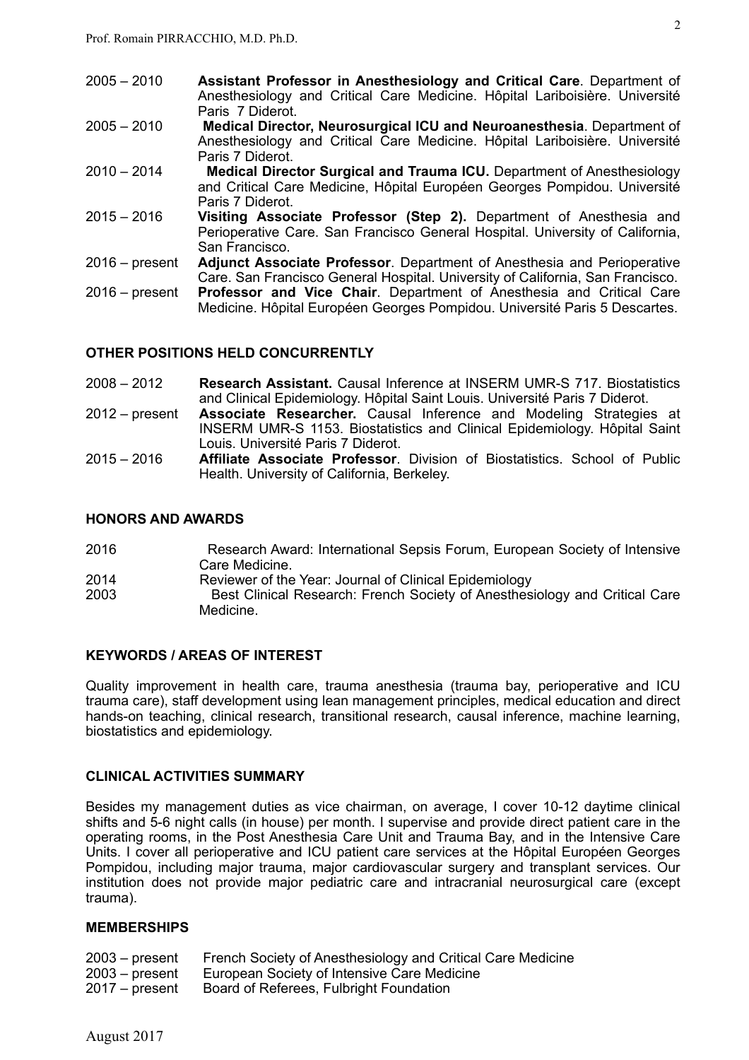2005 – 2010 **Assistant Professor in Anesthesiology and Critical Care**. Department of Anesthesiology and Critical Care Medicine. Hôpital Lariboisière. Université Paris 7 Diderot.

2005 – 2010 **Medical Director, Neurosurgical ICU and Neuroanesthesia**. Department of Anesthesiology and Critical Care Medicine. Hôpital Lariboisière. Université Paris 7 Diderot.

2010 – 2014 **Medical Director Surgical and Trauma ICU.** Department of Anesthesiology and Critical Care Medicine, Hôpital Européen Georges Pompidou. Université Paris 7 Diderot.

2015 – 2016 **Visiting Associate Professor (Step 2).** Department of Anesthesia and Perioperative Care. San Francisco General Hospital. University of California, San Francisco.

2016 – present **Adjunct Associate Professor**. Department of Anesthesia and Perioperative Care. San Francisco General Hospital. University of California, San Francisco.

2016 – present **Professor and Vice Chair**. Department of Anesthesia and Critical Care Medicine. Hôpital Européen Georges Pompidou. Université Paris 5 Descartes.

## OTHER POSITIONS HELD CONCURRENTLY

2008 – 2012 **Research Assistant.** Causal Inference at INSERM UMR-S 717. Biostatistics and Clinical Epidemiology. Hôpital Saint Louis. Université Paris 7 Diderot.

2012 – present **Associate Researcher.** Causal Inference and Modeling Strategies at INSERM UMR-S 1153. Biostatistics and Clinical Epidemiology. Hôpital Saint Louis. Université Paris 7 Diderot.

2015 – 2016 **Affiliate Associate Professor**. Division of Biostatistics. School of Public Health. University of California, Berkeley.

## HONORS AND AWARDS

2016 Research Award: International Sepsis Forum, European Society of Intensive Care Medicine.

2014 Reviewer of the Year: Journal of Clinical Epidemiology

2003 Best Clinical Research: French Society of Anesthesiology and Critical Care Medicine.

## KEYWORDS / AREAS OF INTEREST

Quality improvement in health care, trauma anesthesia (trauma bay, perioperative and ICU trauma care), staff development using lean management principles, medical education and direct hands-on teaching, clinical research, transitional research, causal inference, machine learning, biostatistics and epidemiology.

## CLINICAL ACTIVITIES SUMMARY

Besides my management duties as vice chairman, on average, I cover 10-12 daytime clinical shifts and 5-6 night calls (in house) per month. I supervise and provide direct patient care in the operating rooms, in the Post Anesthesia Care Unit and Trauma Bay, and in the Intensive Care Units. I cover all perioperative and ICU patient care services at the Hôpital Européen Georges Pompidou, including major trauma, major cardiovascular surgery and transplant services. Our institution does not provide major pediatric care and intracranial neurosurgical care (except trauma).

## MEMBERSHIPS

2003 – present French Society of Anesthesiology and Critical Care Medicine

2003 – present European Society of Intensive Care Medicine

2017 – present Board of Referees, Fulbright Foundation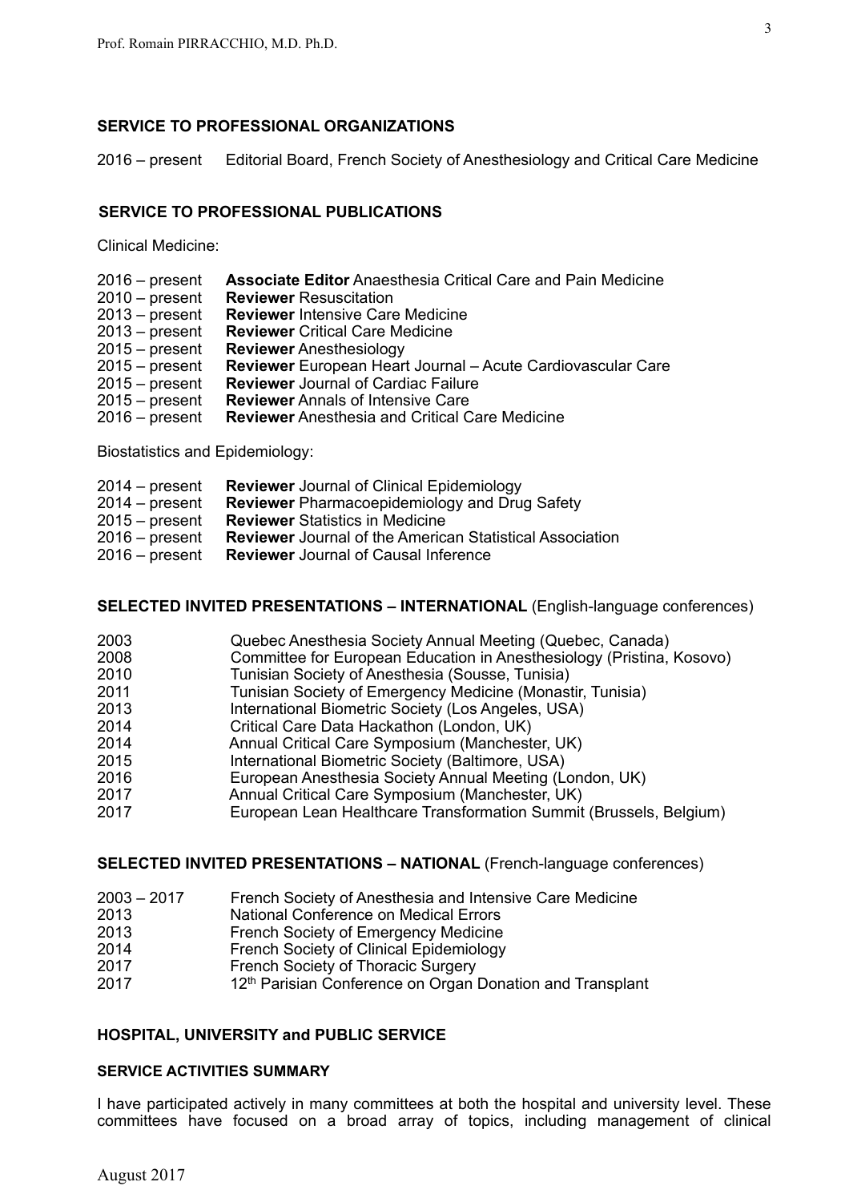## SERVICE TO PROFESSIONAL ORGANIZATIONS

2016 – present Editorial Board, French Society of Anesthesiology and Critical Care Medicine

## SERVICE TO PROFESSIONAL PUBLICATIONS

Clinical Medicine:

- 2016 – present **Associate Editor** Anaesthesia Critical Care and Pain Medicine
- 2010 – present **Reviewer** Resuscitation
- 2013 – present **Reviewer** Intensive Care Medicine
- 2013 – present **Reviewer** Critical Care Medicine
- 2015 – present **Reviewer** Anesthesiology
- 2015 – present **Reviewer** European Heart Journal – Acute Cardiovascular Care
- 2015 – present **Reviewer** Journal of Cardiac Failure
- 2015 – present **Reviewer** Annals of Intensive Care
- 2016 – present **Reviewer** Anesthesia and Critical Care Medicine

Biostatistics and Epidemiology:

- 2014 – present **Reviewer** Journal of Clinical Epidemiology
- 2014 – present **Reviewer** Pharmacoepidemiology and Drug Safety
- 2015 – present **Reviewer** Statistics in Medicine
- 2016 – present **Reviewer** Journal of the American Statistical Association
- 2016 – present **Reviewer** Journal of Causal Inference

## SELECTED INVITED PRESENTATIONS – INTERNATIONAL (English-language conferences)

- 2003 Quebec Anesthesia Society Annual Meeting (Quebec, Canada)
- 2008 Committee for European Education in Anesthesiology (Pristina, Kosovo)
- 2010 Tunisian Society of Anesthesia (Sousse, Tunisia)
- 2011 Tunisian Society of Emergency Medicine (Monastir, Tunisia)
- 2013 International Biometric Society (Los Angeles, USA)
- 2014 Critical Care Data Hackathon (London, UK)
- 2014 Annual Critical Care Symposium (Manchester, UK)
- 2015 International Biometric Society (Baltimore, USA)
- 2016 European Anesthesia Society Annual Meeting (London, UK)
- 2017 Annual Critical Care Symposium (Manchester, UK)
- 2017 European Lean Healthcare Transformation Summit (Brussels, Belgium)

## SELECTED INVITED PRESENTATIONS – NATIONAL (French-language conferences)

- 2003 – 2017 French Society of Anesthesia and Intensive Care Medicine
- 2013 National Conference on Medical Errors
- 2013 French Society of Emergency Medicine
- 2014 French Society of Clinical Epidemiology
- 2017 French Society of Thoracic Surgery
- 2017 12th Parisian Conference on Organ Donation and Transplant

## HOSPITAL, UNIVERSITY and PUBLIC SERVICE

### SERVICE ACTIVITIES SUMMARY

I have participated actively in many committees at both the hospital and university level. These committees have focused on a broad array of topics, including management of clinical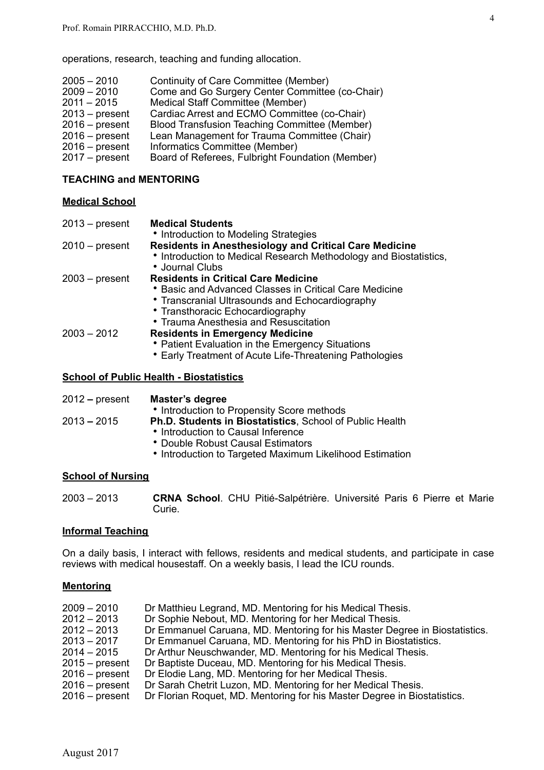operations, research, teaching and funding allocation.

2005 – 2010 Continuity of Care Committee (Member)
2009 – 2010 Come and Go Surgery Center Committee (co-Chair)
2011 – 2015 Medical Staff Committee (Member)
2013 – present Cardiac Arrest and ECMO Committee (co-Chair)
2016 – present Blood Transfusion Teaching Committee (Member)
2016 – present Lean Management for Trauma Committee (Chair)
2016 – present Informatics Committee (Member)
2017 – present Board of Referees, Fulbright Foundation (Member)

## TEACHING and MENTORING

### Medical School

2013 – present **Medical Students**
- Introduction to Modeling Strategies

2010 – present **Residents in Anesthesiology and Critical Care Medicine**
- Introduction to Medical Research Methodology and Biostatistics,
- Journal Clubs

2003 – present **Residents in Critical Care Medicine**
- Basic and Advanced Classes in Critical Care Medicine
- Transcranial Ultrasounds and Echocardiography
- Transthoracic Echocardiography
- Trauma Anesthesia and Resuscitation

2003 – 2012 **Residents in Emergency Medicine**
- Patient Evaluation in the Emergency Situations
- Early Treatment of Acute Life-Threatening Pathologies

### School of Public Health - Biostatistics

2012 – present **Master's degree**
- Introduction to Propensity Score methods

2013 – 2015 **Ph.D. Students in Biostatistics**, School of Public Health
- Introduction to Causal Inference
- Double Robust Causal Estimators
- Introduction to Targeted Maximum Likelihood Estimation

### School of Nursing

2003 – 2013 **CRNA School**. CHU Pitié-Salpétrière. Université Paris 6 Pierre et Marie Curie.

### Informal Teaching

On a daily basis, I interact with fellows, residents and medical students, and participate in case reviews with medical housestaff. On a weekly basis, I lead the ICU rounds.

### Mentoring

2009 – 2010 Dr Matthieu Legrand, MD. Mentoring for his Medical Thesis.
2012 – 2013 Dr Sophie Nebout, MD. Mentoring for her Medical Thesis.
2012 – 2013 Dr Emmanuel Caruana, MD. Mentoring for his Master Degree in Biostatistics.
2013 – 2017 Dr Emmanuel Caruana, MD. Mentoring for his PhD in Biostatistics.
2014 – 2015 Dr Arthur Neuschwander, MD. Mentoring for his Medical Thesis.
2015 – present Dr Baptiste Duceau, MD. Mentoring for his Medical Thesis.
2016 – present Dr Elodie Lang, MD. Mentoring for her Medical Thesis.
2016 – present Dr Sarah Chetrit Luzon, MD. Mentoring for her Medical Thesis.
2016 – present Dr Florian Roquet, MD. Mentoring for his Master Degree in Biostatistics.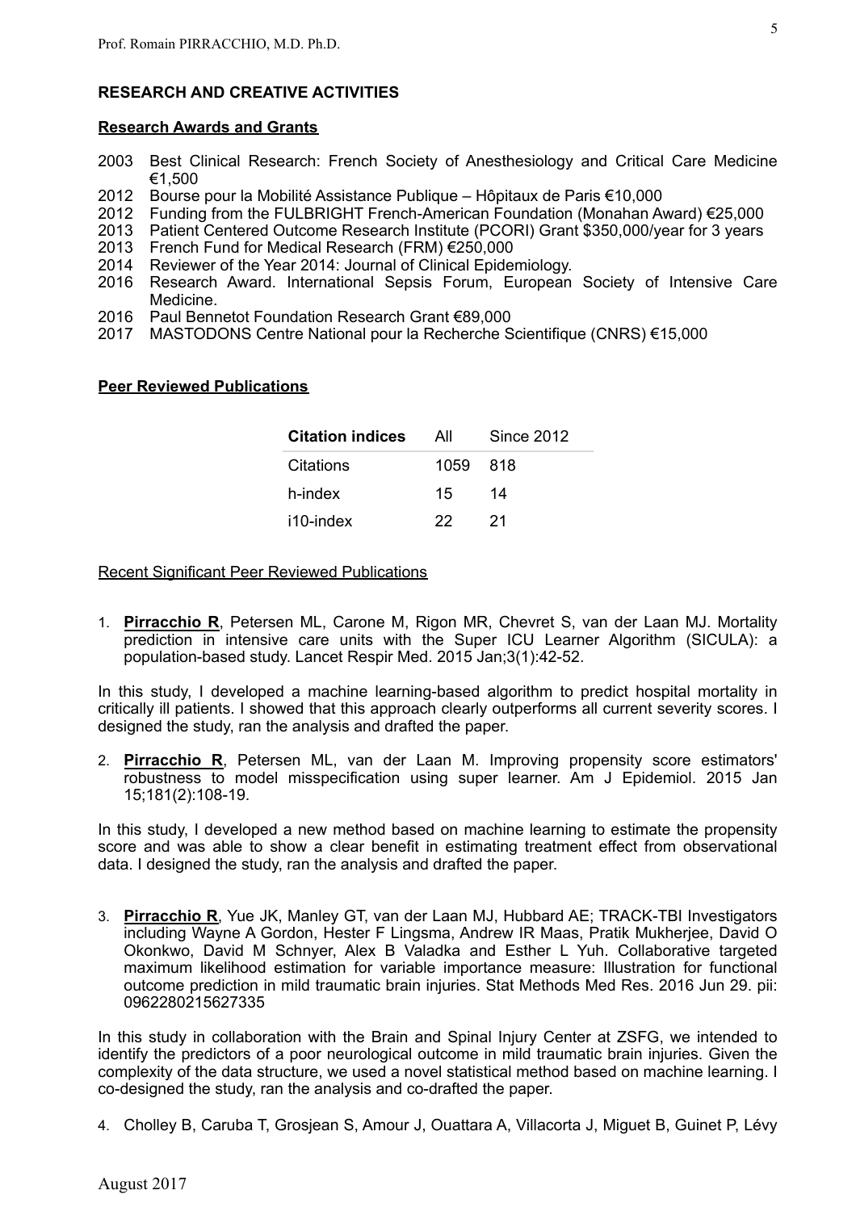## RESEARCH AND CREATIVE ACTIVITIES

### Research Awards and Grants

- 2003 Best Clinical Research: French Society of Anesthesiology and Critical Care Medicine €1,500
- 2012 Bourse pour la Mobilité Assistance Publique – Hôpitaux de Paris €10,000
- 2012 Funding from the FULBRIGHT French-American Foundation (Monahan Award) €25,000
- 2013 Patient Centered Outcome Research Institute (PCORI) Grant $350,000/year for 3 years
- 2013 French Fund for Medical Research (FRM) €250,000
- 2014 Reviewer of the Year 2014: Journal of Clinical Epidemiology.
- 2016 Research Award. International Sepsis Forum, European Society of Intensive Care Medicine.
- 2016 Paul Bennetot Foundation Research Grant €89,000
- 2017 MASTODONS Centre National pour la Recherche Scientifique (CNRS) €15,000

### Peer Reviewed Publications

| Citation indices | All | Since 2012 |
| --- | --- | --- |
| Citations | 1059 | 818 |
| h-index | 15 | 14 |
| i10-index | 22 | 21 |

Recent Significant Peer Reviewed Publications

1. **Pirracchio R**, Petersen ML, Carone M, Rigon MR, Chevret S, van der Laan MJ. Mortality prediction in intensive care units with the Super ICU Learner Algorithm (SICULA): a population-based study. Lancet Respir Med. 2015 Jan;3(1):42-52.

In this study, I developed a machine learning-based algorithm to predict hospital mortality in critically ill patients. I showed that this approach clearly outperforms all current severity scores. I designed the study, ran the analysis and drafted the paper.

2. **Pirracchio R**, Petersen ML, van der Laan M. Improving propensity score estimators' robustness to model misspecification using super learner. Am J Epidemiol. 2015 Jan 15;181(2):108-19.

In this study, I developed a new method based on machine learning to estimate the propensity score and was able to show a clear benefit in estimating treatment effect from observational data. I designed the study, ran the analysis and drafted the paper.

3. **Pirracchio R**, Yue JK, Manley GT, van der Laan MJ, Hubbard AE; TRACK-TBI Investigators including Wayne A Gordon, Hester F Lingsma, Andrew IR Maas, Pratik Mukherjee, David O Okonkwo, David M Schnyer, Alex B Valadka and Esther L Yuh. Collaborative targeted maximum likelihood estimation for variable importance measure: Illustration for functional outcome prediction in mild traumatic brain injuries. Stat Methods Med Res. 2016 Jun 29. pii: 0962280215627335

In this study in collaboration with the Brain and Spinal Injury Center at ZSFG, we intended to identify the predictors of a poor neurological outcome in mild traumatic brain injuries. Given the complexity of the data structure, we used a novel statistical method based on machine learning. I co-designed the study, ran the analysis and co-drafted the paper.

4. Cholley B, Caruba T, Grosjean S, Amour J, Ouattara A, Villacorta J, Miguet B, Guinet P, Lévy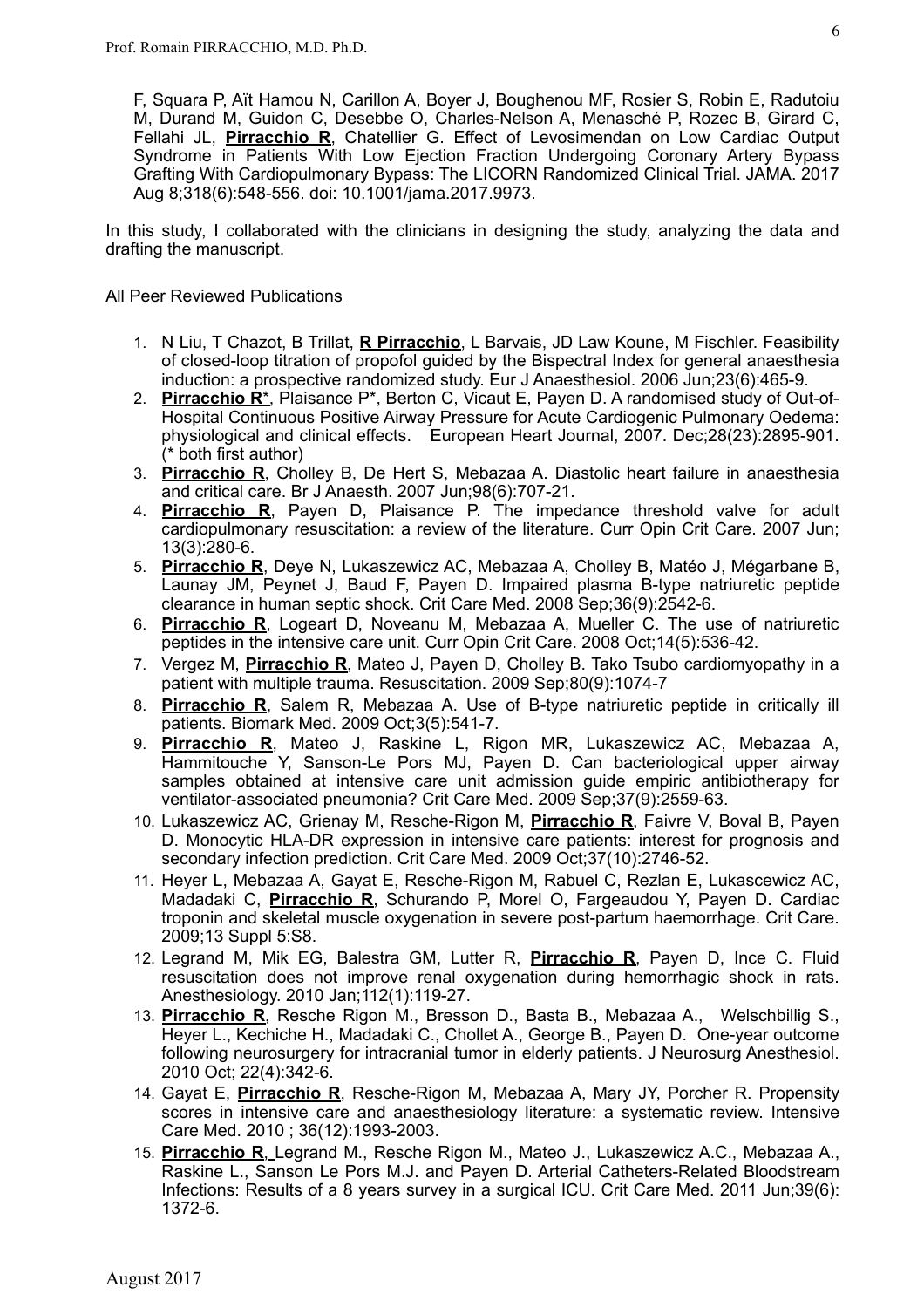F, Squara P, Aït Hamou N, Carillon A, Boyer J, Boughenou MF, Rosier S, Robin E, Radutoiu M, Durand M, Guidon C, Desebbe O, Charles-Nelson A, Menasché P, Rozec B, Girard C, Fellahi JL, **Pirracchio R**, Chatellier G. Effect of Levosimendan on Low Cardiac Output Syndrome in Patients With Low Ejection Fraction Undergoing Coronary Artery Bypass Grafting With Cardiopulmonary Bypass: The LICORN Randomized Clinical Trial. JAMA. 2017 Aug 8;318(6):548-556. doi: 10.1001/jama.2017.9973.

In this study, I collaborated with the clinicians in designing the study, analyzing the data and drafting the manuscript.

## All Peer Reviewed Publications

1. N Liu, T Chazot, B Trillat, **R Pirracchio**, L Barvais, JD Law Koune, M Fischler. Feasibility of closed-loop titration of propofol guided by the Bispectral Index for general anaesthesia induction: a prospective randomized study. Eur J Anaesthesiol. 2006 Jun;23(6):465-9.
2. **Pirracchio R***, Plaisance P*, Berton C, Vicaut E, Payen D. A randomised study of Out-of-Hospital Continuous Positive Airway Pressure for Acute Cardiogenic Pulmonary Oedema: physiological and clinical effects. European Heart Journal, 2007. Dec;28(23):2895-901. (* both first author)
3. **Pirracchio R**, Cholley B, De Hert S, Mebazaa A. Diastolic heart failure in anaesthesia and critical care. Br J Anaesth. 2007 Jun;98(6):707-21.
4. **Pirracchio R**, Payen D, Plaisance P. The impedance threshold valve for adult cardiopulmonary resuscitation: a review of the literature. Curr Opin Crit Care. 2007 Jun; 13(3):280-6.
5. **Pirracchio R**, Deye N, Lukaszewicz AC, Mebazaa A, Cholley B, Matéo J, Mégarbane B, Launay JM, Peynet J, Baud F, Payen D. Impaired plasma B-type natriuretic peptide clearance in human septic shock. Crit Care Med. 2008 Sep;36(9):2542-6.
6. **Pirracchio R**, Logeart D, Noveanu M, Mebazaa A, Mueller C. The use of natriuretic peptides in the intensive care unit. Curr Opin Crit Care. 2008 Oct;14(5):536-42.
7. Vergez M, **Pirracchio R**, Mateo J, Payen D, Cholley B. Tako Tsubo cardiomyopathy in a patient with multiple trauma. Resuscitation. 2009 Sep;80(9):1074-7
8. **Pirracchio R**, Salem R, Mebazaa A. Use of B-type natriuretic peptide in critically ill patients. Biomark Med. 2009 Oct;3(5):541-7.
9. **Pirracchio R**, Mateo J, Raskine L, Rigon MR, Lukaszewicz AC, Mebazaa A, Hammitouche Y, Sanson-Le Pors MJ, Payen D. Can bacteriological upper airway samples obtained at intensive care unit admission guide empiric antibiotherapy for ventilator-associated pneumonia? Crit Care Med. 2009 Sep;37(9):2559-63.
10. Lukaszewicz AC, Grienay M, Resche-Rigon M, **Pirracchio R**, Faivre V, Boval B, Payen D. Monocytic HLA-DR expression in intensive care patients: interest for prognosis and secondary infection prediction. Crit Care Med. 2009 Oct;37(10):2746-52.
11. Heyer L, Mebazaa A, Gayat E, Resche-Rigon M, Rabuel C, Rezlan E, Lukascewicz AC, Madadaki C, **Pirracchio R**, Schurando P, Morel O, Fargeaudou Y, Payen D. Cardiac troponin and skeletal muscle oxygenation in severe post-partum haemorrhage. Crit Care. 2009;13 Suppl 5:S8.
12. Legrand M, Mik EG, Balestra GM, Lutter R, **Pirracchio R**, Payen D, Ince C. Fluid resuscitation does not improve renal oxygenation during hemorrhagic shock in rats. Anesthesiology. 2010 Jan;112(1):119-27.
13. **Pirracchio R**, Resche Rigon M., Bresson D., Basta B., Mebazaa A., Welschbillig S., Heyer L., Kechiche H., Madadaki C., Chollet A., George B., Payen D. One-year outcome following neurosurgery for intracranial tumor in elderly patients. J Neurosurg Anesthesiol. 2010 Oct; 22(4):342-6.
14. Gayat E, **Pirracchio R**, Resche-Rigon M, Mebazaa A, Mary JY, Porcher R. Propensity scores in intensive care and anaesthesiology literature: a systematic review. Intensive Care Med. 2010 ; 36(12):1993-2003.
15. **Pirracchio R**, Legrand M., Resche Rigon M., Mateo J., Lukaszewicz A.C., Mebazaa A., Raskine L., Sanson Le Pors M.J. and Payen D. Arterial Catheters-Related Bloodstream Infections: Results of a 8 years survey in a surgical ICU. Crit Care Med. 2011 Jun;39(6): 1372-6.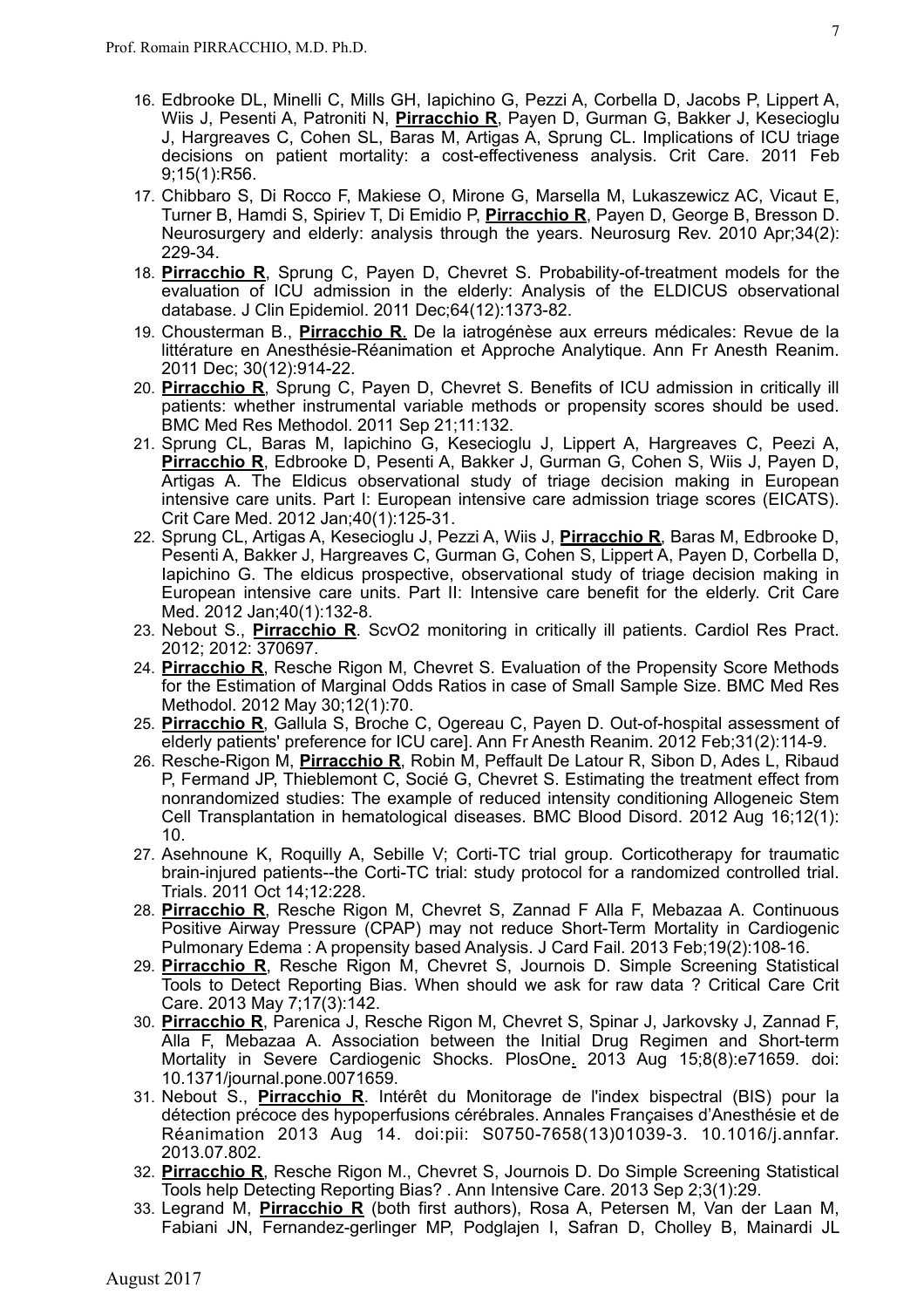16. Edbrooke DL, Minelli C, Mills GH, Iapichino G, Pezzi A, Corbella D, Jacobs P, Lippert A, Wiis J, Pesenti A, Patroniti N, **Pirracchio R**, Payen D, Gurman G, Bakker J, Kesecioglu J, Hargreaves C, Cohen SL, Baras M, Artigas A, Sprung CL. Implications of ICU triage decisions on patient mortality: a cost-effectiveness analysis. Crit Care. 2011 Feb 9;15(1):R56.
17. Chibbaro S, Di Rocco F, Makiese O, Mirone G, Marsella M, Lukaszewicz AC, Vicaut E, Turner B, Hamdi S, Spiriev T, Di Emidio P, **Pirracchio R**, Payen D, George B, Bresson D. Neurosurgery and elderly: analysis through the years. Neurosurg Rev. 2010 Apr;34(2): 229-34.
18. **Pirracchio R**, Sprung C, Payen D, Chevret S. Probability-of-treatment models for the evaluation of ICU admission in the elderly: Analysis of the ELDICUS observational database. J Clin Epidemiol. 2011 Dec;64(12):1373-82.
19. Chousterman B., **Pirracchio R**. De la iatrogénèse aux erreurs médicales: Revue de la littérature en Anesthésie-Réanimation et Approche Analytique. Ann Fr Anesth Reanim. 2011 Dec; 30(12):914-22.
20. **Pirracchio R**, Sprung C, Payen D, Chevret S. Benefits of ICU admission in critically ill patients: whether instrumental variable methods or propensity scores should be used. BMC Med Res Methodol. 2011 Sep 21;11:132.
21. Sprung CL, Baras M, Iapichino G, Kesecioglu J, Lippert A, Hargreaves C, Peezi A, **Pirracchio R**, Edbrooke D, Pesenti A, Bakker J, Gurman G, Cohen S, Wiis J, Payen D, Artigas A. The Eldicus observational study of triage decision making in European intensive care units. Part I: European intensive care admission triage scores (EICATS). Crit Care Med. 2012 Jan;40(1):125-31.
22. Sprung CL, Artigas A, Kesecioglu J, Pezzi A, Wiis J, **Pirracchio R**, Baras M, Edbrooke D, Pesenti A, Bakker J, Hargreaves C, Gurman G, Cohen S, Lippert A, Payen D, Corbella D, Iapichino G. The eldicus prospective, observational study of triage decision making in European intensive care units. Part II: Intensive care benefit for the elderly. Crit Care Med. 2012 Jan;40(1):132-8.
23. Nebout S., **Pirracchio R**. ScvO2 monitoring in critically ill patients. Cardiol Res Pract. 2012; 2012: 370697.
24. **Pirracchio R**, Resche Rigon M, Chevret S. Evaluation of the Propensity Score Methods for the Estimation of Marginal Odds Ratios in case of Small Sample Size. BMC Med Res Methodol. 2012 May 30;12(1):70.
25. **Pirracchio R**, Gallula S, Broche C, Ogereau C, Payen D. Out-of-hospital assessment of elderly patients' preference for ICU care]. Ann Fr Anesth Reanim. 2012 Feb;31(2):114-9.
26. Resche-Rigon M, **Pirracchio R**, Robin M, Peffault De Latour R, Sibon D, Ades L, Ribaud P, Fermand JP, Thieblemont C, Socié G, Chevret S. Estimating the treatment effect from nonrandomized studies: The example of reduced intensity conditioning Allogeneic Stem Cell Transplantation in hematological diseases. BMC Blood Disord. 2012 Aug 16;12(1): 10.
27. Asehnoune K, Roquilly A, Sebille V; Corti-TC trial group. Corticotherapy for traumatic brain-injured patients--the Corti-TC trial: study protocol for a randomized controlled trial. Trials. 2011 Oct 14;12:228.
28. **Pirracchio R**, Resche Rigon M, Chevret S, Zannad F Alla F, Mebazaa A. Continuous Positive Airway Pressure (CPAP) may not reduce Short-Term Mortality in Cardiogenic Pulmonary Edema : A propensity based Analysis. J Card Fail. 2013 Feb;19(2):108-16.
29. **Pirracchio R**, Resche Rigon M, Chevret S, Journois D. Simple Screening Statistical Tools to Detect Reporting Bias. When should we ask for raw data ? Critical Care Crit Care. 2013 May 7;17(3):142.
30. **Pirracchio R**, Parenica J, Resche Rigon M, Chevret S, Spinar J, Jarkovsky J, Zannad F, Alla F, Mebazaa A. Association between the Initial Drug Regimen and Short-term Mortality in Severe Cardiogenic Shocks. PlosOne. 2013 Aug 15;8(8):e71659. doi: 10.1371/journal.pone.0071659.
31. Nebout S., **Pirracchio R**. Intérêt du Monitorage de l'index bispectral (BIS) pour la détection précoce des hypoperfusions cérébrales. Annales Françaises d'Anesthésie et de Réanimation 2013 Aug 14. doi:pii: S0750-7658(13)01039-3. 10.1016/j.annfar. 2013.07.802.
32. **Pirracchio R**, Resche Rigon M., Chevret S, Journois D. Do Simple Screening Statistical Tools help Detecting Reporting Bias? . Ann Intensive Care. 2013 Sep 2;3(1):29.
33. Legrand M, **Pirracchio R** (both first authors), Rosa A, Petersen M, Van der Laan M, Fabiani JN, Fernandez-gerlinger MP, Podglajen I, Safran D, Cholley B, Mainardi JL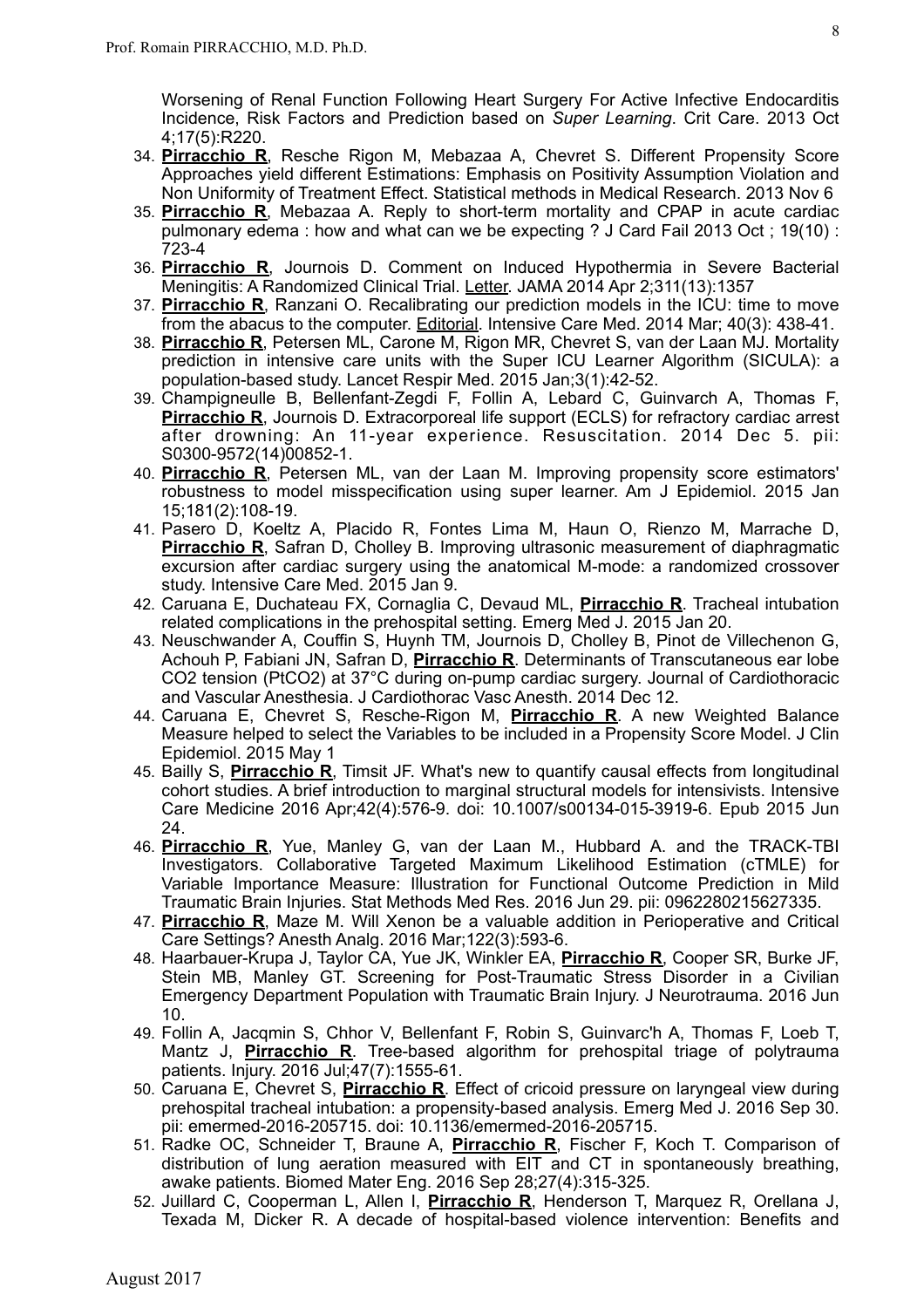Worsening of Renal Function Following Heart Surgery For Active Infective Endocarditis Incidence, Risk Factors and Prediction based on *Super Learning*. Crit Care. 2013 Oct 4;17(5):R220.

34. **Pirracchio R**, Resche Rigon M, Mebazaa A, Chevret S. Different Propensity Score Approaches yield different Estimations: Emphasis on Positivity Assumption Violation and Non Uniformity of Treatment Effect. Statistical methods in Medical Research. 2013 Nov 6
35. **Pirracchio R**, Mebazaa A. Reply to short-term mortality and CPAP in acute cardiac pulmonary edema : how and what can we be expecting ? J Card Fail 2013 Oct ; 19(10) : 723-4
36. **Pirracchio R**, Journois D. Comment on Induced Hypothermia in Severe Bacterial Meningitis: A Randomized Clinical Trial. Letter. JAMA 2014 Apr 2;311(13):1357
37. **Pirracchio R**, Ranzani O. Recalibrating our prediction models in the ICU: time to move from the abacus to the computer. Editorial. Intensive Care Med. 2014 Mar; 40(3): 438-41.
38. **Pirracchio R**, Petersen ML, Carone M, Rigon MR, Chevret S, van der Laan MJ. Mortality prediction in intensive care units with the Super ICU Learner Algorithm (SICULA): a population-based study. Lancet Respir Med. 2015 Jan;3(1):42-52.
39. Champigneulle B, Bellenfant-Zegdi F, Follin A, Lebard C, Guinvarch A, Thomas F, **Pirracchio R**, Journois D. Extracorporeal life support (ECLS) for refractory cardiac arrest after drowning: An 11-year experience. Resuscitation. 2014 Dec 5. pii: S0300-9572(14)00852-1.
40. **Pirracchio R**, Petersen ML, van der Laan M. Improving propensity score estimators' robustness to model misspecification using super learner. Am J Epidemiol. 2015 Jan 15;181(2):108-19.
41. Pasero D, Koeltz A, Placido R, Fontes Lima M, Haun O, Rienzo M, Marrache D, **Pirracchio R**, Safran D, Cholley B. Improving ultrasonic measurement of diaphragmatic excursion after cardiac surgery using the anatomical M-mode: a randomized crossover study. Intensive Care Med. 2015 Jan 9.
42. Caruana E, Duchateau FX, Cornaglia C, Devaud ML, **Pirracchio R**. Tracheal intubation related complications in the prehospital setting. Emerg Med J. 2015 Jan 20.
43. Neuschwander A, Couffin S, Huynh TM, Journois D, Cholley B, Pinot de Villechenon G, Achouh P, Fabiani JN, Safran D, **Pirracchio R**. Determinants of Transcutaneous ear lobe CO2 tension (PtCO2) at 37°C during on-pump cardiac surgery. Journal of Cardiothoracic and Vascular Anesthesia. J Cardiothorac Vasc Anesth. 2014 Dec 12.
44. Caruana E, Chevret S, Resche-Rigon M, **Pirracchio R**. A new Weighted Balance Measure helped to select the Variables to be included in a Propensity Score Model. J Clin Epidemiol. 2015 May 1
45. Bailly S, **Pirracchio R**, Timsit JF. What's new to quantify causal effects from longitudinal cohort studies. A brief introduction to marginal structural models for intensivists. Intensive Care Medicine 2016 Apr;42(4):576-9. doi: 10.1007/s00134-015-3919-6. Epub 2015 Jun 24.
46. **Pirracchio R**, Yue, Manley G, van der Laan M., Hubbard A. and the TRACK-TBI Investigators. Collaborative Targeted Maximum Likelihood Estimation (cTMLE) for Variable Importance Measure: Illustration for Functional Outcome Prediction in Mild Traumatic Brain Injuries. Stat Methods Med Res. 2016 Jun 29. pii: 0962280215627335.
47. **Pirracchio R**, Maze M. Will Xenon be a valuable addition in Perioperative and Critical Care Settings? Anesth Analg. 2016 Mar;122(3):593-6.
48. Haarbauer-Krupa J, Taylor CA, Yue JK, Winkler EA, **Pirracchio R**, Cooper SR, Burke JF, Stein MB, Manley GT. Screening for Post-Traumatic Stress Disorder in a Civilian Emergency Department Population with Traumatic Brain Injury. J Neurotrauma. 2016 Jun 10.
49. Follin A, Jacqmin S, Chhor V, Bellenfant F, Robin S, Guinvarc'h A, Thomas F, Loeb T, Mantz J, **Pirracchio R**. Tree-based algorithm for prehospital triage of polytrauma patients. Injury. 2016 Jul;47(7):1555-61.
50. Caruana E, Chevret S, **Pirracchio R**. Effect of cricoid pressure on laryngeal view during prehospital tracheal intubation: a propensity-based analysis. Emerg Med J. 2016 Sep 30. pii: emermed-2016-205715. doi: 10.1136/emermed-2016-205715.
51. Radke OC, Schneider T, Braune A, **Pirracchio R**, Fischer F, Koch T. Comparison of distribution of lung aeration measured with EIT and CT in spontaneously breathing, awake patients. Biomed Mater Eng. 2016 Sep 28;27(4):315-325.
52. Juillard C, Cooperman L, Allen I, **Pirracchio R**, Henderson T, Marquez R, Orellana J, Texada M, Dicker R. A decade of hospital-based violence intervention: Benefits and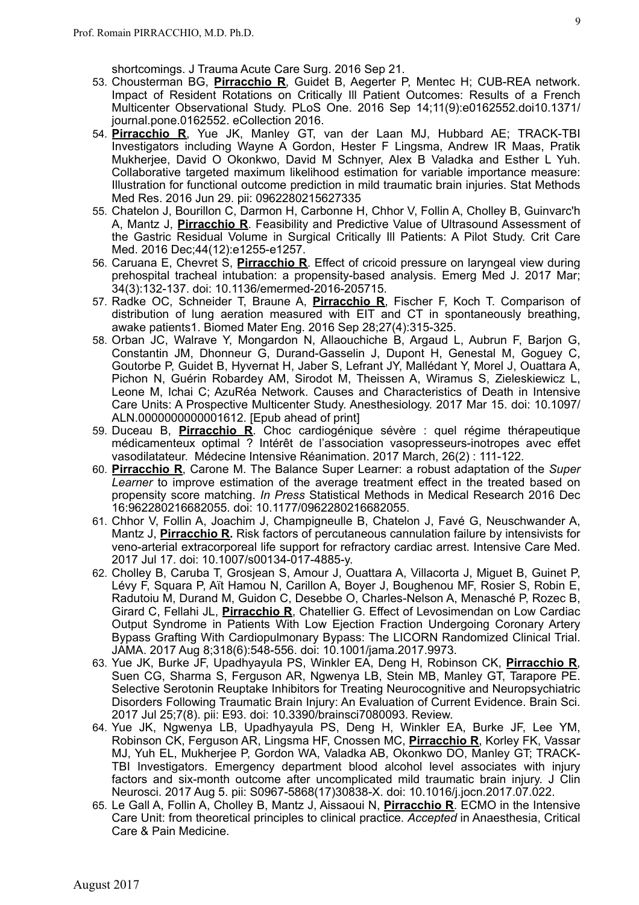shortcomings. J Trauma Acute Care Surg. 2016 Sep 21.

53. Chousterman BG, **Pirracchio R**, Guidet B, Aegerter P, Mentec H; CUB-REA network. Impact of Resident Rotations on Critically Ill Patient Outcomes: Results of a French Multicenter Observational Study. PLoS One. 2016 Sep 14;11(9):e0162552.doi10.1371/journal.pone.0162552. eCollection 2016.
54. **Pirracchio R**, Yue JK, Manley GT, van der Laan MJ, Hubbard AE; TRACK-TBI Investigators including Wayne A Gordon, Hester F Lingsma, Andrew IR Maas, Pratik Mukherjee, David O Okonkwo, David M Schnyer, Alex B Valadka and Esther L Yuh. Collaborative targeted maximum likelihood estimation for variable importance measure: Illustration for functional outcome prediction in mild traumatic brain injuries. Stat Methods Med Res. 2016 Jun 29. pii: 0962280215627335
55. Chatelon J, Bourillon C, Darmon H, Carbonne H, Chhor V, Follin A, Cholley B, Guinvarc'h A, Mantz J, **Pirracchio R**. Feasibility and Predictive Value of Ultrasound Assessment of the Gastric Residual Volume in Surgical Critically Ill Patients: A Pilot Study. Crit Care Med. 2016 Dec;44(12):e1255-e1257.
56. Caruana E, Chevret S, **Pirracchio R**. Effect of cricoid pressure on laryngeal view during prehospital tracheal intubation: a propensity-based analysis. Emerg Med J. 2017 Mar; 34(3):132-137. doi: 10.1136/emermed-2016-205715.
57. Radke OC, Schneider T, Braune A, **Pirracchio R**, Fischer F, Koch T. Comparison of distribution of lung aeration measured with EIT and CT in spontaneously breathing, awake patients1. Biomed Mater Eng. 2016 Sep 28;27(4):315-325.
58. Orban JC, Walrave Y, Mongardon N, Allaouchiche B, Argaud L, Aubrun F, Barjon G, Constantin JM, Dhonneur G, Durand-Gasselin J, Dupont H, Genestal M, Goguey C, Goutorbe P, Guidet B, Hyvernat H, Jaber S, Lefrant JY, Mallédant Y, Morel J, Ouattara A, Pichon N, Guérin Robardey AM, Sirodot M, Theissen A, Wiramus S, Zieleskiewicz L, Leone M, Ichai C; AzuRéa Network. Causes and Characteristics of Death in Intensive Care Units: A Prospective Multicenter Study. Anesthesiology. 2017 Mar 15. doi: 10.1097/ALN.0000000000001612. [Epub ahead of print]
59. Duceau B, **Pirracchio R**. Choc cardiogénique sévère : quel régime thérapeutique médicamenteux optimal ? Intérêt de l'association vasopresseurs-inotropes avec effet vasodilatateur. Médecine Intensive Réanimation. 2017 March, 26(2) : 111-122.
60. **Pirracchio R**, Carone M. The Balance Super Learner: a robust adaptation of the *Super Learner* to improve estimation of the average treatment effect in the treated based on propensity score matching. *In Press* Statistical Methods in Medical Research 2016 Dec 16:962280216682055. doi: 10.1177/0962280216682055.
61. Chhor V, Follin A, Joachim J, Champigneulle B, Chatelon J, Favé G, Neuschwander A, Mantz J, **Pirracchio R.** Risk factors of percutaneous cannulation failure by intensivists for veno-arterial extracorporeal life support for refractory cardiac arrest. Intensive Care Med. 2017 Jul 17. doi: 10.1007/s00134-017-4885-y.
62. Cholley B, Caruba T, Grosjean S, Amour J, Ouattara A, Villacorta J, Miguet B, Guinet P, Lévy F, Squara P, Aït Hamou N, Carillon A, Boyer J, Boughenou MF, Rosier S, Robin E, Radutoiu M, Durand M, Guidon C, Desebbe O, Charles-Nelson A, Menasché P, Rozec B, Girard C, Fellahi JL, **Pirracchio R**, Chatellier G. Effect of Levosimendan on Low Cardiac Output Syndrome in Patients With Low Ejection Fraction Undergoing Coronary Artery Bypass Grafting With Cardiopulmonary Bypass: The LICORN Randomized Clinical Trial. JAMA. 2017 Aug 8;318(6):548-556. doi: 10.1001/jama.2017.9973.
63. Yue JK, Burke JF, Upadhyayula PS, Winkler EA, Deng H, Robinson CK, **Pirracchio R**, Suen CG, Sharma S, Ferguson AR, Ngwenya LB, Stein MB, Manley GT, Tarapore PE. Selective Serotonin Reuptake Inhibitors for Treating Neurocognitive and Neuropsychiatric Disorders Following Traumatic Brain Injury: An Evaluation of Current Evidence. Brain Sci. 2017 Jul 25;7(8). pii: E93. doi: 10.3390/brainsci7080093. Review.
64. Yue JK, Ngwenya LB, Upadhyayula PS, Deng H, Winkler EA, Burke JF, Lee YM, Robinson CK, Ferguson AR, Lingsma HF, Cnossen MC, **Pirracchio R**, Korley FK, Vassar MJ, Yuh EL, Mukherjee P, Gordon WA, Valadka AB, Okonkwo DO, Manley GT; TRACK-TBI Investigators. Emergency department blood alcohol level associates with injury factors and six-month outcome after uncomplicated mild traumatic brain injury. J Clin Neurosci. 2017 Aug 5. pii: S0967-5868(17)30838-X. doi: 10.1016/j.jocn.2017.07.022.
65. Le Gall A, Follin A, Cholley B, Mantz J, Aissaoui N, **Pirracchio R**. ECMO in the Intensive Care Unit: from theoretical principles to clinical practice. *Accepted* in Anaesthesia, Critical Care & Pain Medicine.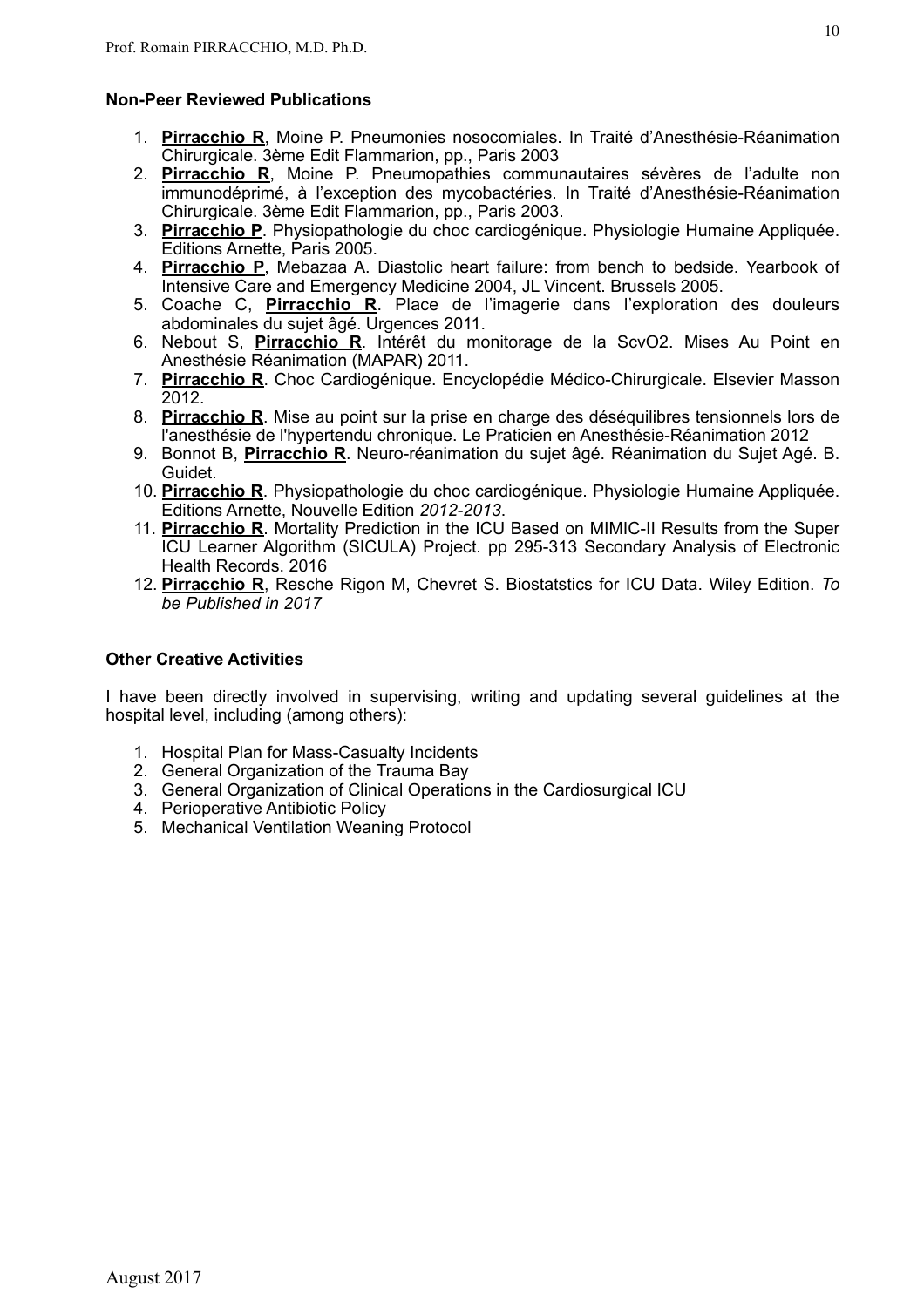**Non-Peer Reviewed Publications**

1. **Pirracchio R**, Moine P. Pneumonies nosocomiales. In Traité d'Anesthésie-Réanimation Chirurgicale. 3ème Edit Flammarion, pp., Paris 2003
2. **Pirracchio R**, Moine P. Pneumopathies communautaires sévères de l'adulte non immunodéprimé, à l'exception des mycobactéries. In Traité d'Anesthésie-Réanimation Chirurgicale. 3ème Edit Flammarion, pp., Paris 2003.
3. **Pirracchio P**. Physiopathologie du choc cardiogénique. Physiologie Humaine Appliquée. Editions Arnette, Paris 2005.
4. **Pirracchio P**, Mebazaa A. Diastolic heart failure: from bench to bedside. Yearbook of Intensive Care and Emergency Medicine 2004, JL Vincent. Brussels 2005.
5. Coache C, **Pirracchio R**. Place de l'imagerie dans l'exploration des douleurs abdominales du sujet âgé. Urgences 2011.
6. Nebout S, **Pirracchio R**. Intérêt du monitorage de la ScvO2. Mises Au Point en Anesthésie Réanimation (MAPAR) 2011.
7. **Pirracchio R**. Choc Cardiogénique. Encyclopédie Médico-Chirurgicale. Elsevier Masson 2012.
8. **Pirracchio R**. Mise au point sur la prise en charge des déséquilibres tensionnels lors de l'anesthésie de l'hypertendu chronique. Le Praticien en Anesthésie-Réanimation 2012
9. Bonnot B, **Pirracchio R**. Neuro-réanimation du sujet âgé. Réanimation du Sujet Agé. B. Guidet.
10. **Pirracchio R**. Physiopathologie du choc cardiogénique. Physiologie Humaine Appliquée. Editions Arnette, Nouvelle Edition *2012-2013*.
11. **Pirracchio R**. Mortality Prediction in the ICU Based on MIMIC-II Results from the Super ICU Learner Algorithm (SICULA) Project. pp 295-313 Secondary Analysis of Electronic Health Records. 2016
12. **Pirracchio R**, Resche Rigon M, Chevret S. Biostatstics for ICU Data. Wiley Edition. *To be Published in 2017*

**Other Creative Activities**

I have been directly involved in supervising, writing and updating several guidelines at the hospital level, including (among others):

1. Hospital Plan for Mass-Casualty Incidents
2. General Organization of the Trauma Bay
3. General Organization of Clinical Operations in the Cardiosurgical ICU
4. Perioperative Antibiotic Policy
5. Mechanical Ventilation Weaning Protocol